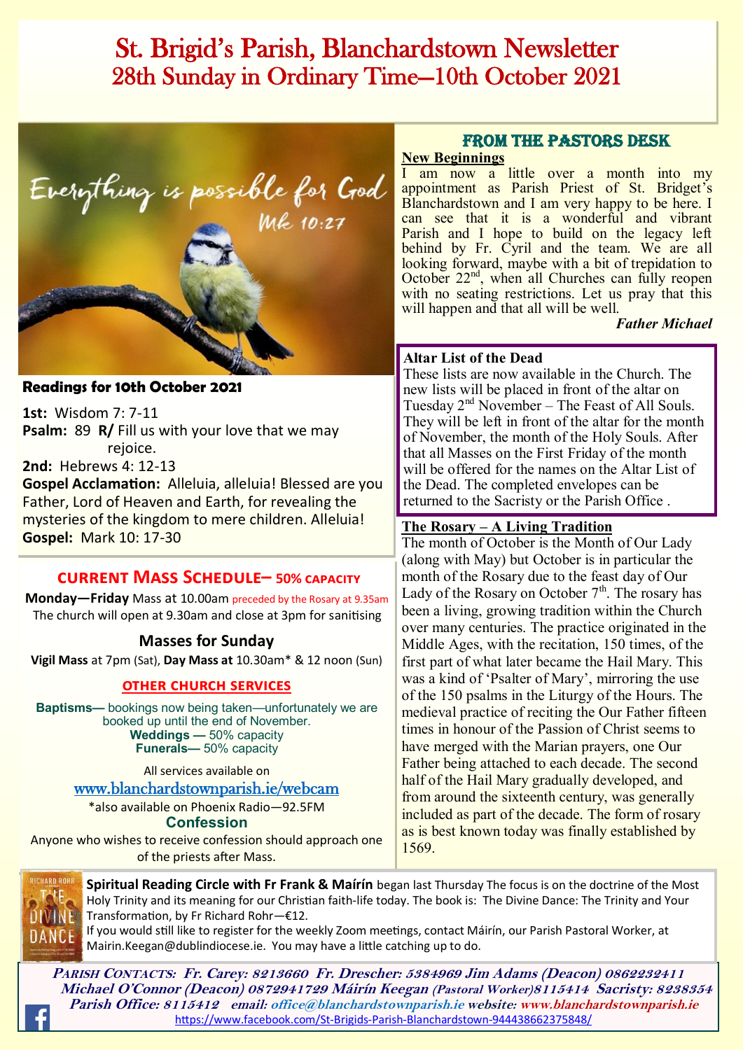# St. Brigid's Parish, Blanchardstown Newsletter
## 28th Sunday in Ordinary Time—10th October 2021

Everything is possible for God
Mk 10:27

**Readings for 10th October 2021**

**1st:** Wisdom 7: 7-11
**Psalm:** 89 **R/** Fill us with your love that we may rejoice.
**2nd:** Hebrews 4: 12-13
**Gospel Acclamation:** Alleluia, alleluia! Blessed are you Father, Lord of Heaven and Earth, for revealing the mysteries of the kingdom to mere children. Alleluia!
**Gospel:** Mark 10: 17-30

## CURRENT MASS SCHEDULE– 50% CAPACITY

**Monday—Friday** Mass at 10.00am preceded by the Rosary at 9.35am
The church will open at 9.30am and close at 3pm for sanitising

### Masses for Sunday

**Vigil Mass** at 7pm (Sat), **Day Mass at** 10.30am* & 12 noon (Sun)

### OTHER CHURCH SERVICES

**Baptisms—** bookings now being taken—unfortunately we are booked up until the end of November.
**Weddings —** 50% capacity
**Funerals—** 50% capacity

All services available on
www.blanchardstownparish.ie/webcam
*also available on Phoenix Radio—92.5FM

### Confession

Anyone who wishes to receive confession should approach one of the priests after Mass.

## FROM THE PASTORS DESK

**New Beginnings**

I am now a little over a month into my appointment as Parish Priest of St. Bridget's Blanchardstown and I am very happy to be here. I can see that it is a wonderful and vibrant Parish and I hope to build on the legacy left behind by Fr. Cyril and the team. We are all looking forward, maybe with a bit of trepidation to October 22nd, when all Churches can fully reopen with no seating restrictions. Let us pray that this will happen and that all will be well.

***Father Michael***

**Altar List of the Dead**

These lists are now available in the Church. The new lists will be placed in front of the altar on Tuesday 2nd November – The Feast of All Souls. They will be left in front of the altar for the month of November, the month of the Holy Souls. After that all Masses on the First Friday of the month will be offered for the names on the Altar List of the Dead. The completed envelopes can be returned to the Sacristy or the Parish Office .

**The Rosary – A Living Tradition**

The month of October is the Month of Our Lady (along with May) but October is in particular the month of the Rosary due to the feast day of Our Lady of the Rosary on October 7th. The rosary has been a living, growing tradition within the Church over many centuries. The practice originated in the Middle Ages, with the recitation, 150 times, of the first part of what later became the Hail Mary. This was a kind of 'Psalter of Mary', mirroring the use of the 150 psalms in the Liturgy of the Hours. The medieval practice of reciting the Our Father fifteen times in honour of the Passion of Christ seems to have merged with the Marian prayers, one Our Father being attached to each decade. The second half of the Hail Mary gradually developed, and from around the sixteenth century, was generally included as part of the decade. The form of rosary as is best known today was finally established by 1569.

**Spiritual Reading Circle with Fr Frank & Máirín** began last Thursday The focus is on the doctrine of the Most Holy Trinity and its meaning for our Christian faith-life today. The book is: The Divine Dance: The Trinity and Your Transformation, by Fr Richard Rohr—€12.
If you would still like to register for the weekly Zoom meetings, contact Máirín, our Parish Pastoral Worker, at Mairin.Keegan@dublindiocese.ie. You may have a little catching up to do.

***Parish Contacts:* Fr. Carey: 8213660 Fr. Drescher: 5384969 Jim Adams (Deacon) 0862232411 Michael O'Connor (Deacon) 0872941729 Máirín Keegan (Pastoral Worker) 8115414 Sacristy: 8238354 Parish Office: 8115412 email: office@blanchardstownparish.ie website: www.blanchardstownparish.ie**
https://www.facebook.com/St-Brigids-Parish-Blanchardstown-944438662375848/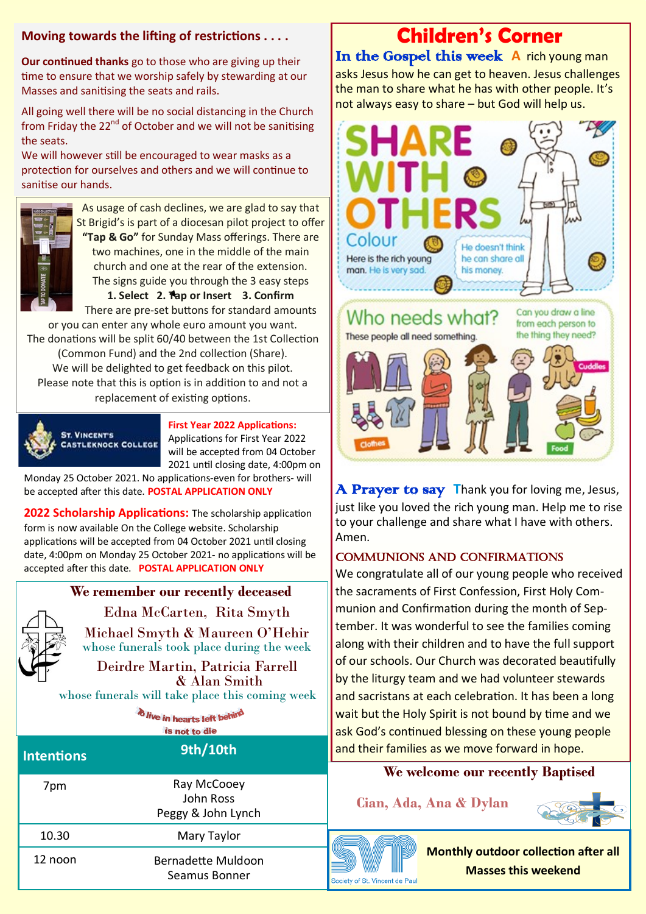## Moving towards the lifting of restrictions . . . .

**Our continued thanks** go to those who are giving up their time to ensure that we worship safely by stewarding at our Masses and sanitising the seats and rails.

All going well there will be no social distancing in the Church from Friday the 22nd of October and we will not be sanitising the seats.
We will however still be encouraged to wear masks as a protection for ourselves and others and we will continue to sanitise our hands.

As usage of cash declines, we are glad to say that St Brigid's is part of a diocesan pilot project to offer **"Tap & Go"** for Sunday Mass offerings. There are two machines, one in the middle of the main church and one at the rear of the extension. The signs guide you through the 3 easy steps

**1. Select 2. Tap or Insert 3. Confirm**

There are pre-set buttons for standard amounts or you can enter any whole euro amount you want. The donations will be split 60/40 between the 1st Collection (Common Fund) and the 2nd collection (Share). We will be delighted to get feedback on this pilot. Please note that this is option is in addition to and not a replacement of existing options.

**St. Vincent's Castleknock College**

**First Year 2022 Applications:** Applications for First Year 2022 will be accepted from 04 October 2021 until closing date, 4:00pm on Monday 25 October 2021. No applications-even for brothers- will be accepted after this date. **POSTAL APPLICATION ONLY**

**2022 Scholarship Applications:** The scholarship application form is now available On the College website. Scholarship applications will be accepted from 04 October 2021 until closing date, 4:00pm on Monday 25 October 2021- no applications will be accepted after this date. **POSTAL APPLICATION ONLY**

### We remember our recently deceased

Edna McCarten, Rita Smyth
Michael Smyth & Maureen O'Hehir
whose funerals took place during the week
Deirdre Martin, Patricia Farrell & Alan Smith
whose funerals will take place this coming week

To live in hearts left behind is not to die

| Intentions | 9th/10th |
|---|---|
| 7pm | Ray McCooey<br>John Ross<br>Peggy & John Lynch |
| 10.30 | Mary Taylor |
| 12 noon | Bernadette Muldoon<br>Seamus Bonner |

## Children's Corner

**In the Gospel this week** A rich young man asks Jesus how he can get to heaven. Jesus challenges the man to share what he has with other people. It's not always easy to share – but God will help us.

SHARE WITH OTHERS

Colour

Here is the rich young man. He is very sad.

He doesn't think he can share all his money.

Who needs what?

These people all need something.

Can you draw a line from each person to the thing they need?

Cuddles

Clothes

Food

**A Prayer to say** Thank you for loving me, Jesus, just like you loved the rich young man. Help me to rise to your challenge and share what I have with others. Amen.

### COMMUNIONS AND CONFIRMATIONS

We congratulate all of our young people who received the sacraments of First Confession, First Holy Communion and Confirmation during the month of September. It was wonderful to see the families coming along with their children and to have the full support of our schools. Our Church was decorated beautifully by the liturgy team and we had volunteer stewards and sacristans at each celebration. It has been a long wait but the Holy Spirit is not bound by time and we ask God's continued blessing on these young people and their families as we move forward in hope.

### We welcome our recently Baptised

Cian, Ada, Ana & Dylan

Society of St. Vincent de Paul

**Monthly outdoor collection after all Masses this weekend**